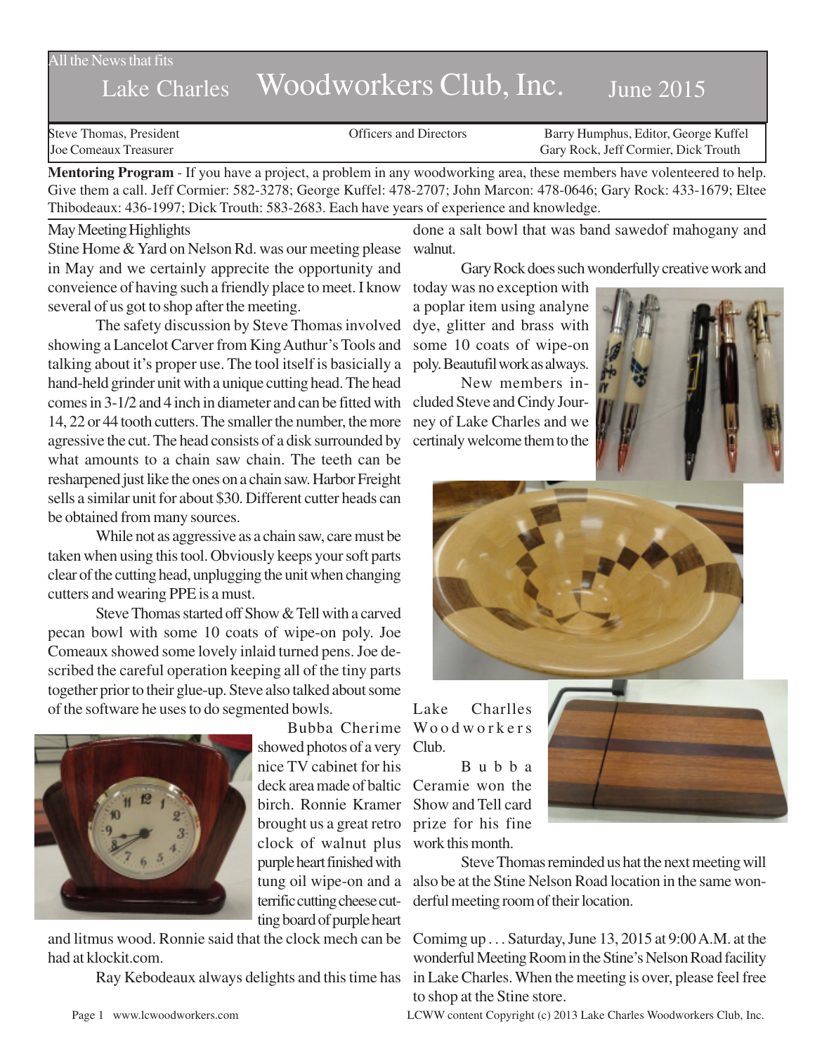All the News that fits

# Lake Charles Woodworkers Club, Inc. June 2015

Steve Thomas, President
Joe Comeaux Treasurer

Officers and Directors

Barry Humphus, Editor, George Kuffel
Gary Rock, Jeff Cormier, Dick Trouth

**Mentoring Program** - If you have a project, a problem in any woodworking area, these members have volenteered to help. Give them a call. Jeff Cormier: 582-3278; George Kuffel: 478-2707; John Marcon: 478-0646; Gary Rock: 433-1679; Eltee Thibodeaux: 436-1997; Dick Trouth: 583-2683. Each have years of experience and knowledge.

## May Meeting Highlights

Stine Home & Yard on Nelson Rd. was our meeting please in May and we certainly apprecite the opportunity and conveience of having such a friendly place to meet. I know several of us got to shop after the meeting.

The safety discussion by Steve Thomas involved showing a Lancelot Carver from King Authur's Tools and talking about it's proper use. The tool itself is basicially a hand-held grinder unit with a unique cutting head. The head comes in 3-1/2 and 4 inch in diameter and can be fitted with 14, 22 or 44 tooth cutters. The smaller the number, the more agressive the cut. The head consists of a disk surrounded by what amounts to a chain saw chain. The teeth can be resharpened just like the ones on a chain saw. Harbor Freight sells a similar unit for about $30. Different cutter heads can be obtained from many sources.

While not as aggressive as a chain saw, care must be taken when using this tool. Obviously keeps your soft parts clear of the cutting head, unplugging the unit when changing cutters and wearing PPE is a must.

Steve Thomas started off Show & Tell with a carved pecan bowl with some 10 coats of wipe-on poly. Joe Comeaux showed some lovely inlaid turned pens. Joe described the careful operation keeping all of the tiny parts together prior to their glue-up. Steve also talked about some of the software he uses to do segmented bowls.

Bubba Cherime showed photos of a very nice TV cabinet for his deck area made of baltic birch. Ronnie Kramer brought us a great retro clock of walnut plus purple heart finished with tung oil wipe-on and a terrific cutting cheese cutting board of purple heart and litmus wood. Ronnie said that the clock mech can be had at klockit.com.

Ray Kebodeaux always delights and this time has done a salt bowl that was band sawedof mahogany and walnut.

Gary Rock does such wonderfully creative work and today was no exception with a poplar item using analyne dye, glitter and brass with some 10 coats of wipe-on poly. Beautufil work as always.

New members included Steve and Cindy Journey of Lake Charles and we certinaly welcome them to the Lake Charlles Woodworkers Club.

Bubba Ceramie won the Show and Tell card prize for his fine work this month.

Steve Thomas reminded us hat the next meeting will also be at the Stine Nelson Road location in the same wonderful meeting room of their location.

Comimg up . . . Saturday, June 13, 2015 at 9:00 A.M. at the wonderful Meeting Room in the Stine's Nelson Road facility in Lake Charles. When the meeting is over, please feel free to shop at the Stine store.

www.lcwoodworkers.com

LCWW content Copyright (c) 2013 Lake Charles Woodworkers Club, Inc.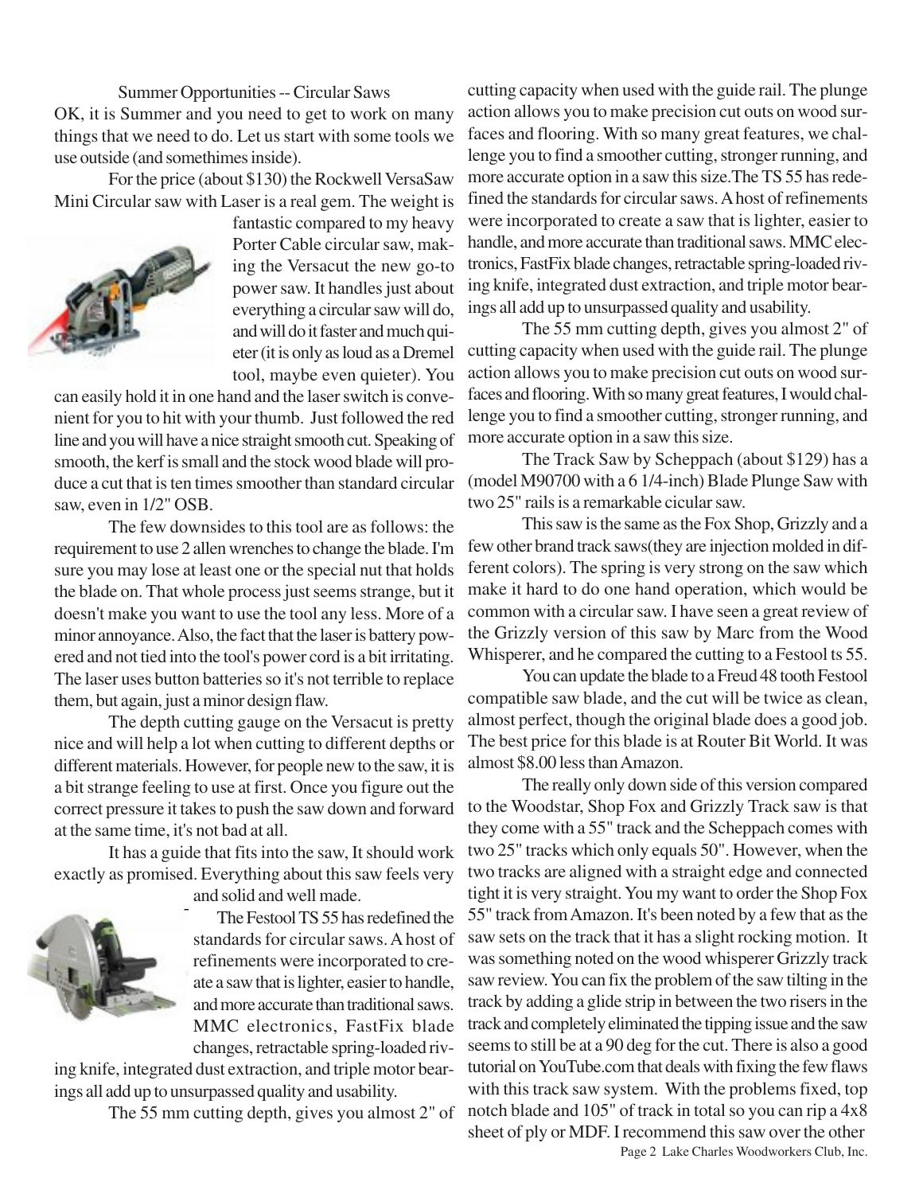Summer Opportunities -- Circular Saws

OK, it is Summer and you need to get to work on many things that we need to do. Let us start with some tools we use outside (and somethimes inside).

For the price (about $130) the Rockwell VersaSaw Mini Circular saw with Laser is a real gem. The weight is fantastic compared to my heavy Porter Cable circular saw, making the Versacut the new go-to power saw. It handles just about everything a circular saw will do, and will do it faster and much quieter (it is only as loud as a Dremel tool, maybe even quieter). You can easily hold it in one hand and the laser switch is convenient for you to hit with your thumb. Just followed the red line and you will have a nice straight smooth cut. Speaking of smooth, the kerf is small and the stock wood blade will produce a cut that is ten times smoother than standard circular saw, even in 1/2" OSB.

The few downsides to this tool are as follows: the requirement to use 2 allen wrenches to change the blade. I'm sure you may lose at least one or the special nut that holds the blade on. That whole process just seems strange, but it doesn't make you want to use the tool any less. More of a minor annoyance. Also, the fact that the laser is battery powered and not tied into the tool's power cord is a bit irritating. The laser uses button batteries so it's not terrible to replace them, but again, just a minor design flaw.

The depth cutting gauge on the Versacut is pretty nice and will help a lot when cutting to different depths or different materials. However, for people new to the saw, it is a bit strange feeling to use at first. Once you figure out the correct pressure it takes to push the saw down and forward at the same time, it's not bad at all.

It has a guide that fits into the saw, It should work exactly as promised. Everything about this saw feels very and solid and well made.

The Festool TS 55 has redefined the standards for circular saws. A host of refinements were incorporated to create a saw that is lighter, easier to handle, and more accurate than traditional saws. MMC electronics, FastFix blade changes, retractable spring-loaded riving knife, integrated dust extraction, and triple motor bearings all add up to unsurpassed quality and usability.

The 55 mm cutting depth, gives you almost 2" of cutting capacity when used with the guide rail. The plunge action allows you to make precision cut outs on wood surfaces and flooring. With so many great features, we challenge you to find a smoother cutting, stronger running, and more accurate option in a saw this size.The TS 55 has redefined the standards for circular saws. A host of refinements were incorporated to create a saw that is lighter, easier to handle, and more accurate than traditional saws. MMC electronics, FastFix blade changes, retractable spring-loaded riving knife, integrated dust extraction, and triple motor bearings all add up to unsurpassed quality and usability.

The 55 mm cutting depth, gives you almost 2" of cutting capacity when used with the guide rail. The plunge action allows you to make precision cut outs on wood surfaces and flooring. With so many great features, I would challenge you to find a smoother cutting, stronger running, and more accurate option in a saw this size.

The Track Saw by Scheppach (about $129) has a (model M90700 with a 6 1/4-inch) Blade Plunge Saw with two 25" rails is a remarkable cicular saw.

This saw is the same as the Fox Shop, Grizzly and a few other brand track saws(they are injection molded in different colors). The spring is very strong on the saw which make it hard to do one hand operation, which would be common with a circular saw. I have seen a great review of the Grizzly version of this saw by Marc from the Wood Whisperer, and he compared the cutting to a Festool ts 55.

You can update the blade to a Freud 48 tooth Festool compatible saw blade, and the cut will be twice as clean, almost perfect, though the original blade does a good job. The best price for this blade is at Router Bit World. It was almost $8.00 less than Amazon.

The really only down side of this version compared to the Woodstar, Shop Fox and Grizzly Track saw is that they come with a 55" track and the Scheppach comes with two 25" tracks which only equals 50". However, when the two tracks are aligned with a straight edge and connected tight it is very straight. You my want to order the Shop Fox 55" track from Amazon. It's been noted by a few that as the saw sets on the track that it has a slight rocking motion. It was something noted on the wood whisperer Grizzly track saw review. You can fix the problem of the saw tilting in the track by adding a glide strip in between the two risers in the track and completely eliminated the tipping issue and the saw seems to still be at a 90 deg for the cut. There is also a good tutorial on YouTube.com that deals with fixing the few flaws with this track saw system. With the problems fixed, top notch blade and 105" of track in total so you can rip a 4x8 sheet of ply or MDF. I recommend this saw over the other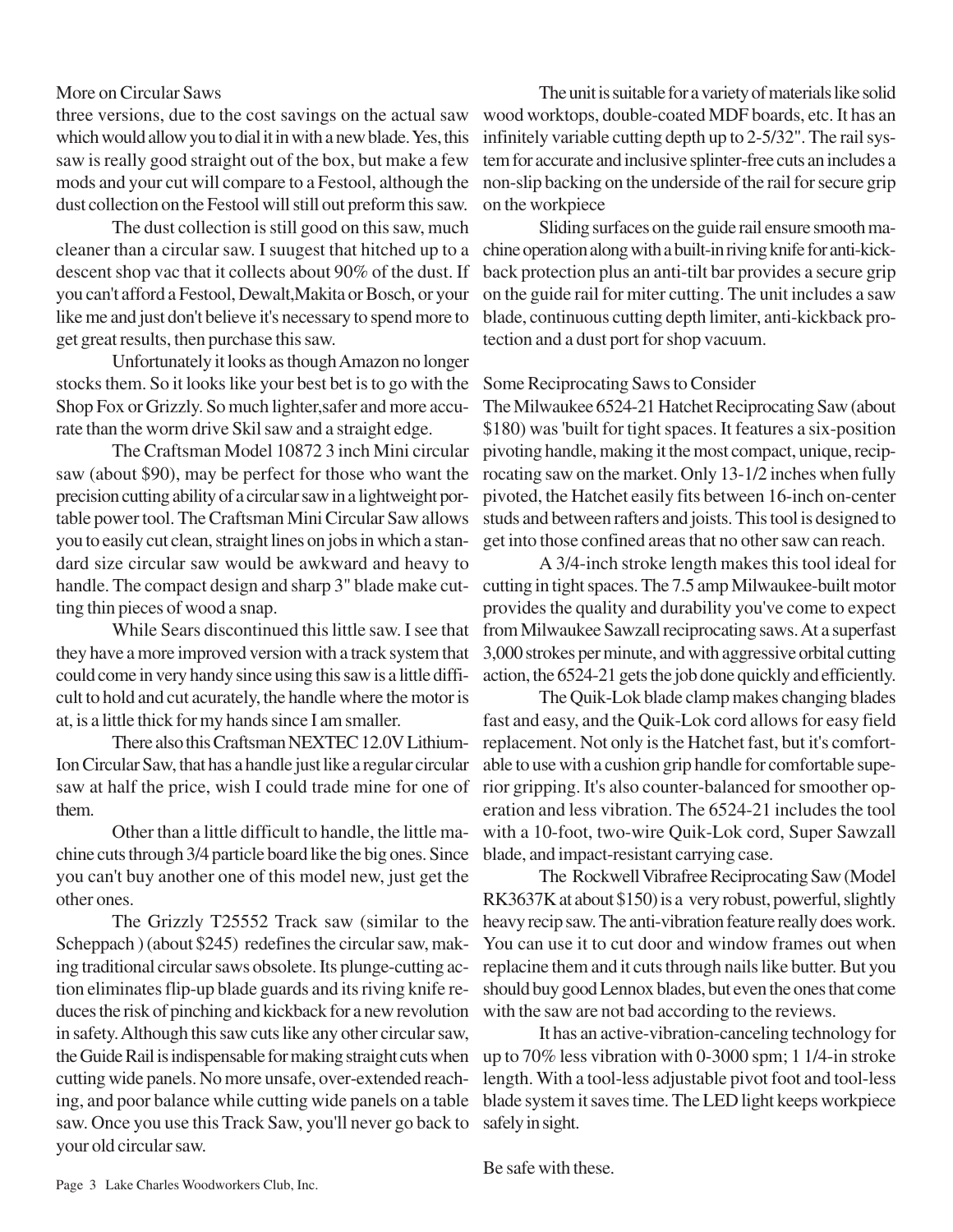## More on Circular Saws

three versions, due to the cost savings on the actual saw which would allow you to dial it in with a new blade. Yes, this saw is really good straight out of the box, but make a few mods and your cut will compare to a Festool, although the dust collection on the Festool will still out preform this saw.

The dust collection is still good on this saw, much cleaner than a circular saw. I suugest that hitched up to a descent shop vac that it collects about 90% of the dust. If you can't afford a Festool, Dewalt,Makita or Bosch, or your like me and just don't believe it's necessary to spend more to get great results, then purchase this saw.

Unfortunately it looks as though Amazon no longer stocks them. So it looks like your best bet is to go with the Shop Fox or Grizzly. So much lighter,safer and more accurate than the worm drive Skil saw and a straight edge.

The Craftsman Model 10872 3 inch Mini circular saw (about $90), may be perfect for those who want the precision cutting ability of a circular saw in a lightweight portable power tool. The Craftsman Mini Circular Saw allows you to easily cut clean, straight lines on jobs in which a standard size circular saw would be awkward and heavy to handle. The compact design and sharp 3" blade make cutting thin pieces of wood a snap.

While Sears discontinued this little saw. I see that they have a more improved version with a track system that could come in very handy since using this saw is a little difficult to hold and cut acurately, the handle where the motor is at, is a little thick for my hands since I am smaller.

There also this Craftsman NEXTEC 12.0V Lithium-Ion Circular Saw, that has a handle just like a regular circular saw at half the price, wish I could trade mine for one of them.

Other than a little difficult to handle, the little machine cuts through 3/4 particle board like the big ones. Since you can't buy another one of this model new, just get the other ones.

The Grizzly T25552 Track saw (similar to the Scheppach ) (about $245) redefines the circular saw, making traditional circular saws obsolete. Its plunge-cutting action eliminates flip-up blade guards and its riving knife reduces the risk of pinching and kickback for a new revolution in safety. Although this saw cuts like any other circular saw, the Guide Rail is indispensable for making straight cuts when cutting wide panels. No more unsafe, over-extended reaching, and poor balance while cutting wide panels on a table saw. Once you use this Track Saw, you'll never go back to your old circular saw.

The unit is suitable for a variety of materials like solid wood worktops, double-coated MDF boards, etc. It has an infinitely variable cutting depth up to 2-5/32". The rail system for accurate and inclusive splinter-free cuts an includes a non-slip backing on the underside of the rail for secure grip on the workpiece

Sliding surfaces on the guide rail ensure smooth machine operation along with a built-in riving knife for anti-kickback protection plus an anti-tilt bar provides a secure grip on the guide rail for miter cutting. The unit includes a saw blade, continuous cutting depth limiter, anti-kickback protection and a dust port for shop vacuum.

## Some Reciprocating Saws to Consider

The Milwaukee 6524-21 Hatchet Reciprocating Saw (about $180) was 'built for tight spaces. It features a six-position pivoting handle, making it the most compact, unique, reciprocating saw on the market. Only 13-1/2 inches when fully pivoted, the Hatchet easily fits between 16-inch on-center studs and between rafters and joists. This tool is designed to get into those confined areas that no other saw can reach.

A 3/4-inch stroke length makes this tool ideal for cutting in tight spaces. The 7.5 amp Milwaukee-built motor provides the quality and durability you've come to expect from Milwaukee Sawzall reciprocating saws. At a superfast 3,000 strokes per minute, and with aggressive orbital cutting action, the 6524-21 gets the job done quickly and efficiently.

The Quik-Lok blade clamp makes changing blades fast and easy, and the Quik-Lok cord allows for easy field replacement. Not only is the Hatchet fast, but it's comfortable to use with a cushion grip handle for comfortable superior gripping. It's also counter-balanced for smoother operation and less vibration. The 6524-21 includes the tool with a 10-foot, two-wire Quik-Lok cord, Super Sawzall blade, and impact-resistant carrying case.

The Rockwell Vibrafree Reciprocating Saw (Model RK3637K at about $150) is a very robust, powerful, slightly heavy recip saw. The anti-vibration feature really does work. You can use it to cut door and window frames out when replacine them and it cuts through nails like butter. But you should buy good Lennox blades, but even the ones that come with the saw are not bad according to the reviews.

It has an active-vibration-canceling technology for up to 70% less vibration with 0-3000 spm; 1 1/4-in stroke length. With a tool-less adjustable pivot foot and tool-less blade system it saves time. The LED light keeps workpiece safely in sight.

Be safe with these.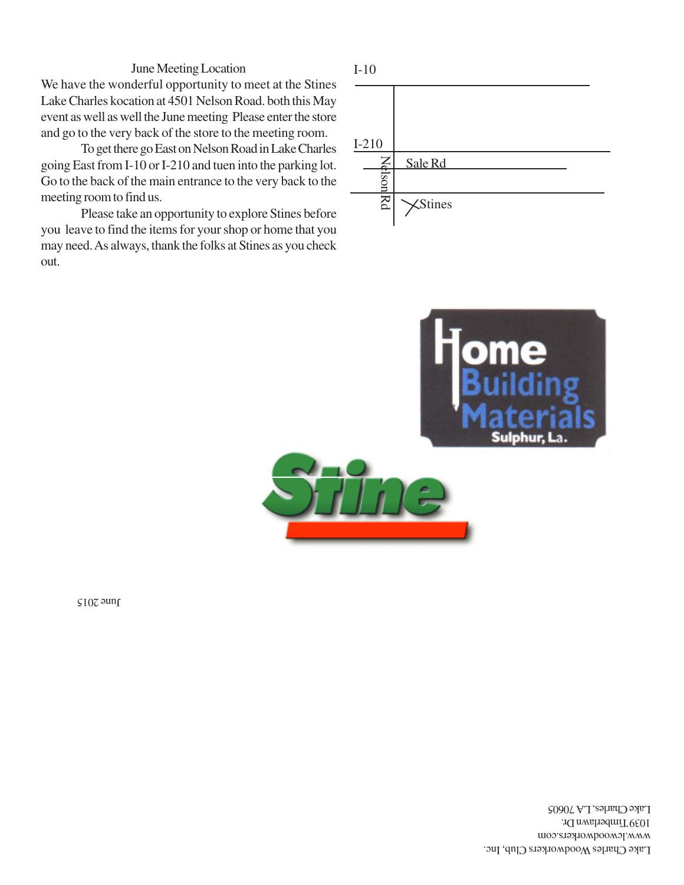## June Meeting Location

We have the wonderful opportunity to meet at the Stines Lake Charles kocation at 4501 Nelson Road. both this May event as well as well the June meeting  Please enter the store and go to the very back of the store to the meeting room.

To get there go East on Nelson Road in Lake Charles going East from I-10 or I-210 and tuen into the parking lot. Go to the back of the main entrance to the very back to the meeting room to find us.

Please take an opportunity to explore Stines before you  leave to find the items for your shop or home that you may need. As always, thank the folks at Stines as you check out.

I-10

I-210

Sale Rd

Nelson Rd

Stines

Home Building Materials Sulphur, La.

Stine

June 2015

Lake Charles Woodworkers Club, Inc.
www.lcwoodworkers.com
1039 Timberlawn Dr.
Lake Charles, LA 70605